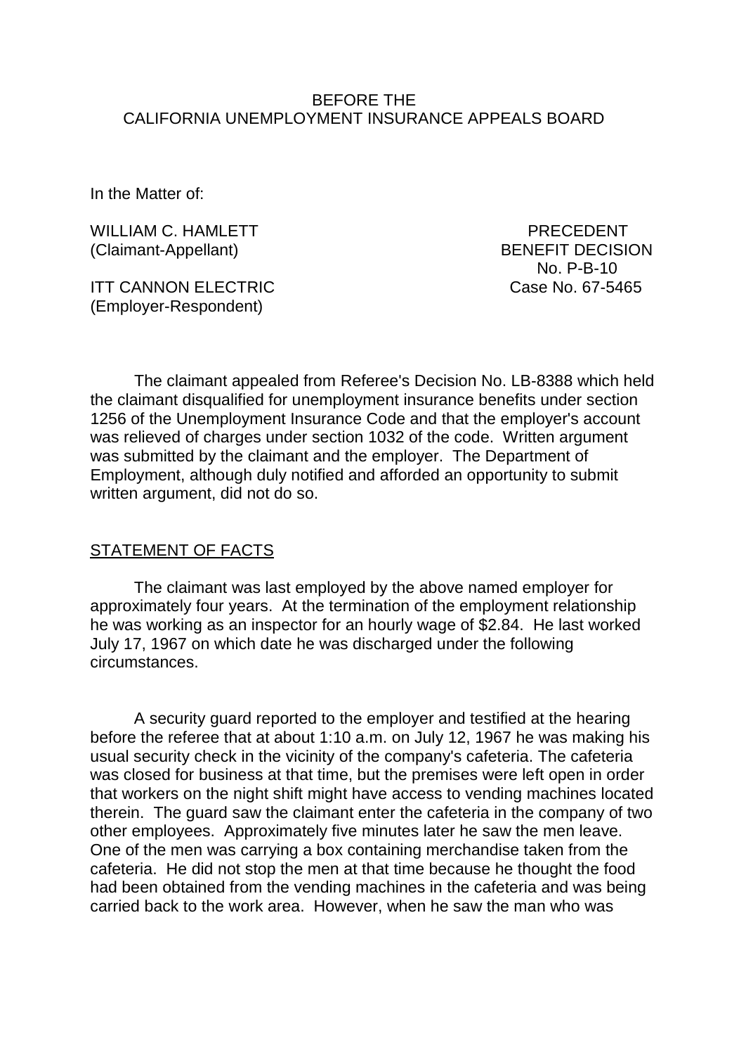BEFORE THE
CALIFORNIA UNEMPLOYMENT INSURANCE APPEALS BOARD

In the Matter of:

WILLIAM C. HAMLETT
(Claimant-Appellant)

ITT CANNON ELECTRIC
(Employer-Respondent)

PRECEDENT
BENEFIT DECISION
No. P-B-10
Case No. 67-5465

The claimant appealed from Referee's Decision No. LB-8388 which held the claimant disqualified for unemployment insurance benefits under section 1256 of the Unemployment Insurance Code and that the employer's account was relieved of charges under section 1032 of the code. Written argument was submitted by the claimant and the employer. The Department of Employment, although duly notified and afforded an opportunity to submit written argument, did not do so.

STATEMENT OF FACTS

The claimant was last employed by the above named employer for approximately four years. At the termination of the employment relationship he was working as an inspector for an hourly wage of $2.84. He last worked July 17, 1967 on which date he was discharged under the following circumstances.

A security guard reported to the employer and testified at the hearing before the referee that at about 1:10 a.m. on July 12, 1967 he was making his usual security check in the vicinity of the company's cafeteria. The cafeteria was closed for business at that time, but the premises were left open in order that workers on the night shift might have access to vending machines located therein. The guard saw the claimant enter the cafeteria in the company of two other employees. Approximately five minutes later he saw the men leave. One of the men was carrying a box containing merchandise taken from the cafeteria. He did not stop the men at that time because he thought the food had been obtained from the vending machines in the cafeteria and was being carried back to the work area. However, when he saw the man who was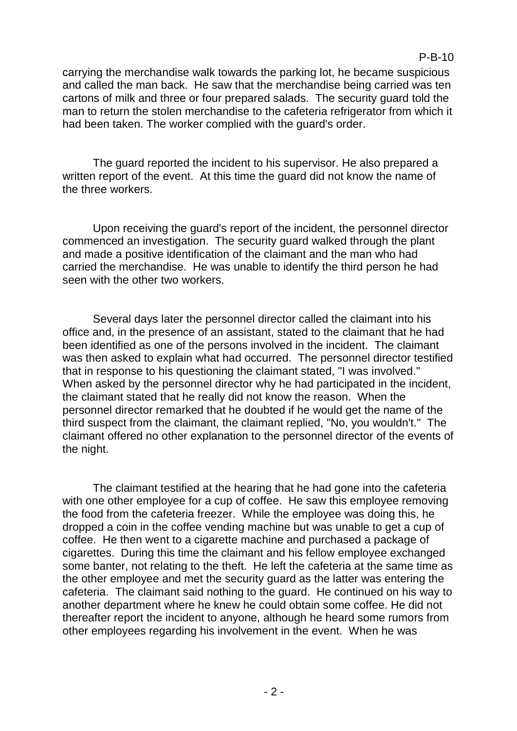carrying the merchandise walk towards the parking lot, he became suspicious and called the man back. He saw that the merchandise being carried was ten cartons of milk and three or four prepared salads. The security guard told the man to return the stolen merchandise to the cafeteria refrigerator from which it had been taken. The worker complied with the guard's order.

The guard reported the incident to his supervisor. He also prepared a written report of the event. At this time the guard did not know the name of the three workers.

Upon receiving the guard's report of the incident, the personnel director commenced an investigation. The security guard walked through the plant and made a positive identification of the claimant and the man who had carried the merchandise. He was unable to identify the third person he had seen with the other two workers.

Several days later the personnel director called the claimant into his office and, in the presence of an assistant, stated to the claimant that he had been identified as one of the persons involved in the incident. The claimant was then asked to explain what had occurred. The personnel director testified that in response to his questioning the claimant stated, "I was involved." When asked by the personnel director why he had participated in the incident, the claimant stated that he really did not know the reason. When the personnel director remarked that he doubted if he would get the name of the third suspect from the claimant, the claimant replied, "No, you wouldn't." The claimant offered no other explanation to the personnel director of the events of the night.

The claimant testified at the hearing that he had gone into the cafeteria with one other employee for a cup of coffee. He saw this employee removing the food from the cafeteria freezer. While the employee was doing this, he dropped a coin in the coffee vending machine but was unable to get a cup of coffee. He then went to a cigarette machine and purchased a package of cigarettes. During this time the claimant and his fellow employee exchanged some banter, not relating to the theft. He left the cafeteria at the same time as the other employee and met the security guard as the latter was entering the cafeteria. The claimant said nothing to the guard. He continued on his way to another department where he knew he could obtain some coffee. He did not thereafter report the incident to anyone, although he heard some rumors from other employees regarding his involvement in the event. When he was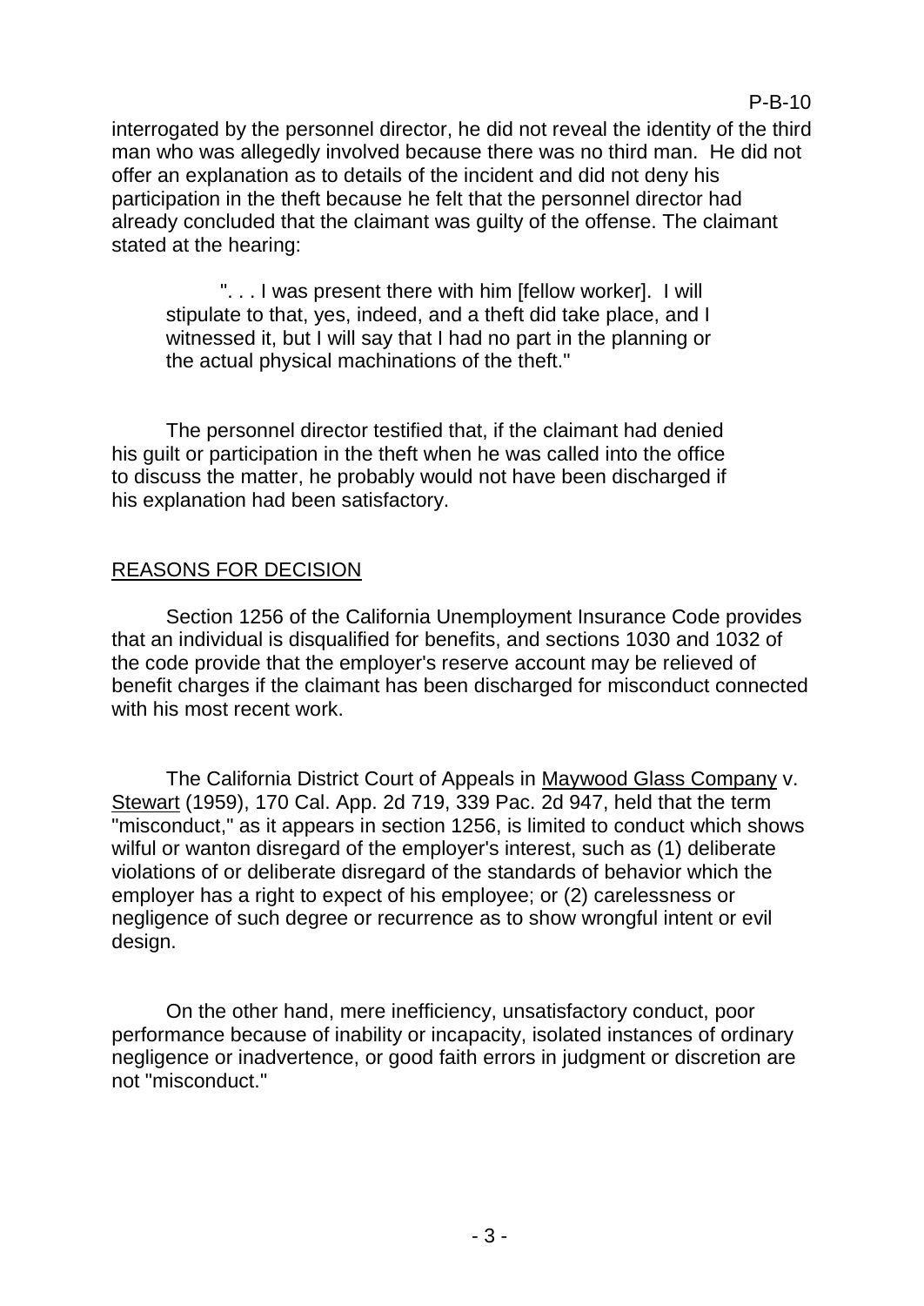interrogated by the personnel director, he did not reveal the identity of the third man who was allegedly involved because there was no third man. He did not offer an explanation as to details of the incident and did not deny his participation in the theft because he felt that the personnel director had already concluded that the claimant was guilty of the offense. The claimant stated at the hearing:

> ". . . I was present there with him [fellow worker]. I will stipulate to that, yes, indeed, and a theft did take place, and I witnessed it, but I will say that I had no part in the planning or the actual physical machinations of the theft."

The personnel director testified that, if the claimant had denied his guilt or participation in the theft when he was called into the office to discuss the matter, he probably would not have been discharged if his explanation had been satisfactory.

## REASONS FOR DECISION

Section 1256 of the California Unemployment Insurance Code provides that an individual is disqualified for benefits, and sections 1030 and 1032 of the code provide that the employer's reserve account may be relieved of benefit charges if the claimant has been discharged for misconduct connected with his most recent work.

The California District Court of Appeals in Maywood Glass Company v. Stewart (1959), 170 Cal. App. 2d 719, 339 Pac. 2d 947, held that the term "misconduct," as it appears in section 1256, is limited to conduct which shows wilful or wanton disregard of the employer's interest, such as (1) deliberate violations of or deliberate disregard of the standards of behavior which the employer has a right to expect of his employee; or (2) carelessness or negligence of such degree or recurrence as to show wrongful intent or evil design.

On the other hand, mere inefficiency, unsatisfactory conduct, poor performance because of inability or incapacity, isolated instances of ordinary negligence or inadvertence, or good faith errors in judgment or discretion are not "misconduct."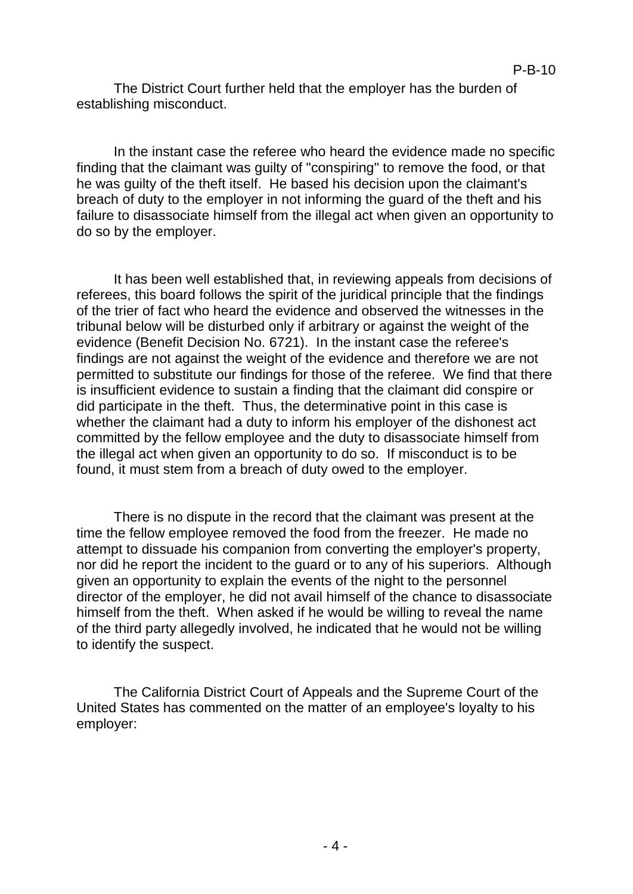The District Court further held that the employer has the burden of establishing misconduct.

In the instant case the referee who heard the evidence made no specific finding that the claimant was guilty of "conspiring" to remove the food, or that he was guilty of the theft itself. He based his decision upon the claimant's breach of duty to the employer in not informing the guard of the theft and his failure to disassociate himself from the illegal act when given an opportunity to do so by the employer.

It has been well established that, in reviewing appeals from decisions of referees, this board follows the spirit of the juridical principle that the findings of the trier of fact who heard the evidence and observed the witnesses in the tribunal below will be disturbed only if arbitrary or against the weight of the evidence (Benefit Decision No. 6721). In the instant case the referee's findings are not against the weight of the evidence and therefore we are not permitted to substitute our findings for those of the referee. We find that there is insufficient evidence to sustain a finding that the claimant did conspire or did participate in the theft. Thus, the determinative point in this case is whether the claimant had a duty to inform his employer of the dishonest act committed by the fellow employee and the duty to disassociate himself from the illegal act when given an opportunity to do so. If misconduct is to be found, it must stem from a breach of duty owed to the employer.

There is no dispute in the record that the claimant was present at the time the fellow employee removed the food from the freezer. He made no attempt to dissuade his companion from converting the employer's property, nor did he report the incident to the guard or to any of his superiors. Although given an opportunity to explain the events of the night to the personnel director of the employer, he did not avail himself of the chance to disassociate himself from the theft. When asked if he would be willing to reveal the name of the third party allegedly involved, he indicated that he would not be willing to identify the suspect.

The California District Court of Appeals and the Supreme Court of the United States has commented on the matter of an employee's loyalty to his employer: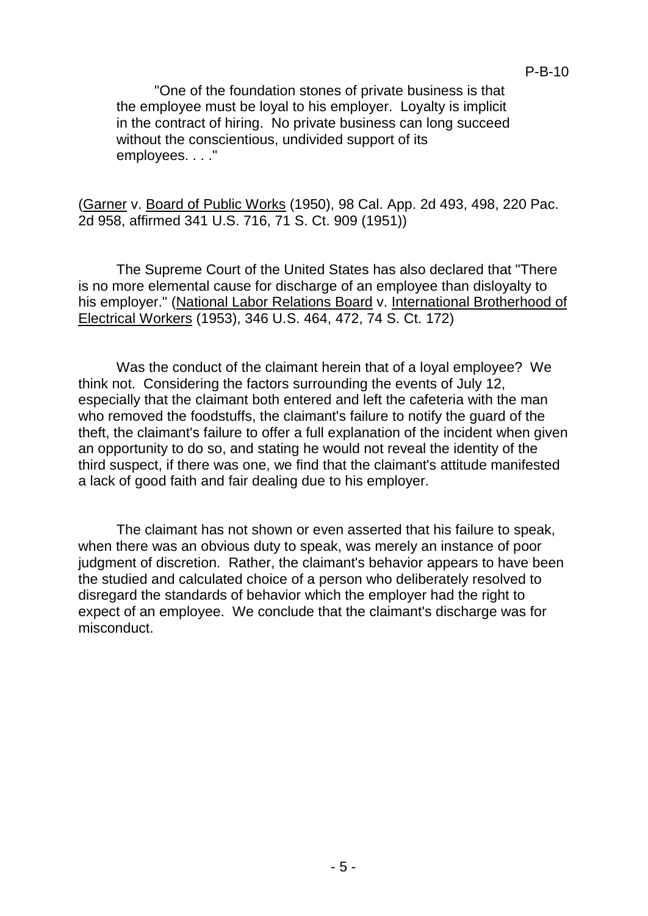> "One of the foundation stones of private business is that the employee must be loyal to his employer. Loyalty is implicit in the contract of hiring. No private business can long succeed without the conscientious, undivided support of its employees. . . ."

(Garner v. Board of Public Works (1950), 98 Cal. App. 2d 493, 498, 220 Pac. 2d 958, affirmed 341 U.S. 716, 71 S. Ct. 909 (1951))

The Supreme Court of the United States has also declared that "There is no more elemental cause for discharge of an employee than disloyalty to his employer." (National Labor Relations Board v. International Brotherhood of Electrical Workers (1953), 346 U.S. 464, 472, 74 S. Ct. 172)

Was the conduct of the claimant herein that of a loyal employee? We think not. Considering the factors surrounding the events of July 12, especially that the claimant both entered and left the cafeteria with the man who removed the foodstuffs, the claimant's failure to notify the guard of the theft, the claimant's failure to offer a full explanation of the incident when given an opportunity to do so, and stating he would not reveal the identity of the third suspect, if there was one, we find that the claimant's attitude manifested a lack of good faith and fair dealing due to his employer.

The claimant has not shown or even asserted that his failure to speak, when there was an obvious duty to speak, was merely an instance of poor judgment of discretion. Rather, the claimant's behavior appears to have been the studied and calculated choice of a person who deliberately resolved to disregard the standards of behavior which the employer had the right to expect of an employee. We conclude that the claimant's discharge was for misconduct.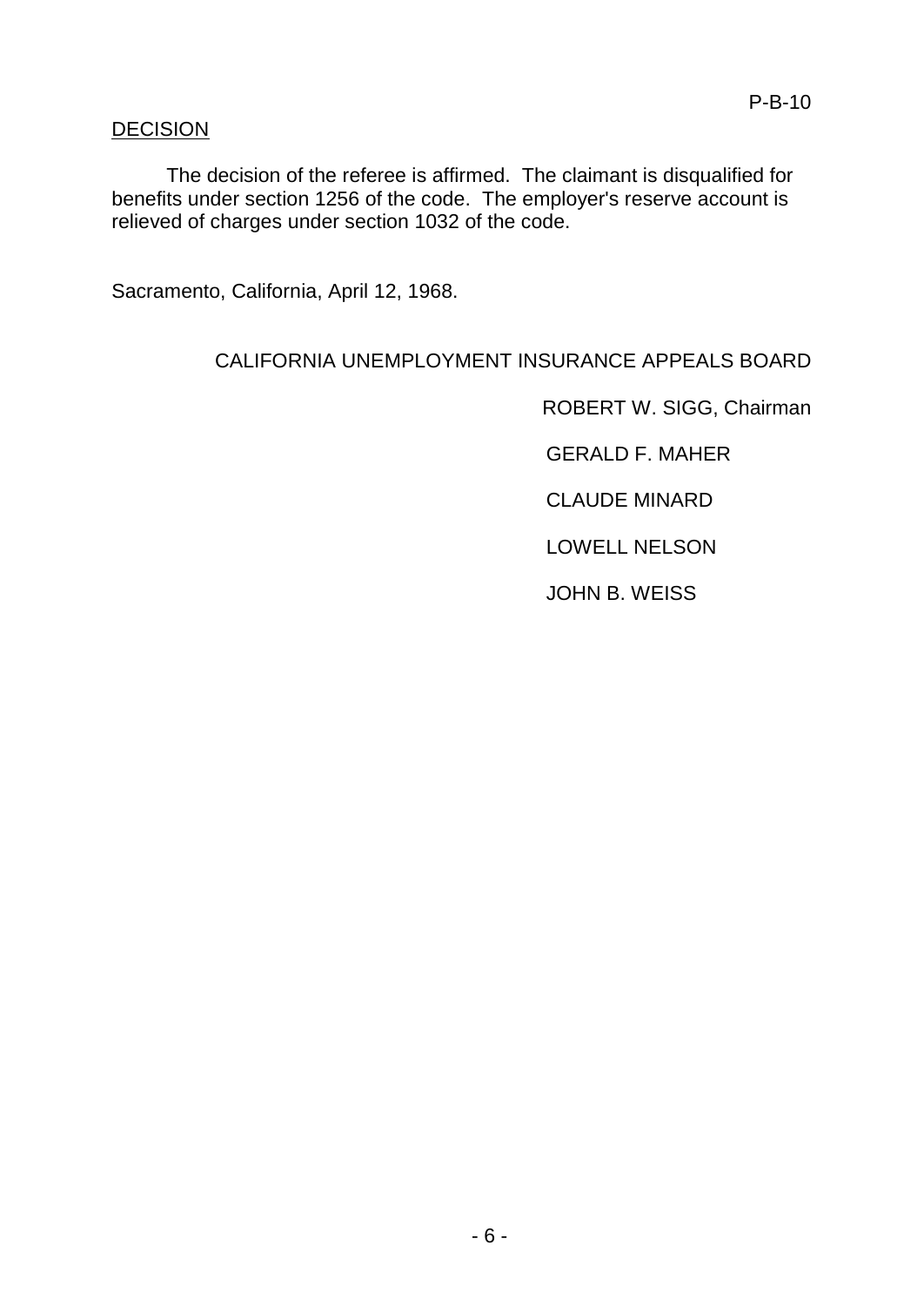## DECISION

The decision of the referee is affirmed. The claimant is disqualified for benefits under section 1256 of the code. The employer's reserve account is relieved of charges under section 1032 of the code.

Sacramento, California, April 12, 1968.

CALIFORNIA UNEMPLOYMENT INSURANCE APPEALS BOARD

ROBERT W. SIGG, Chairman

GERALD F. MAHER

CLAUDE MINARD

LOWELL NELSON

JOHN B. WEISS